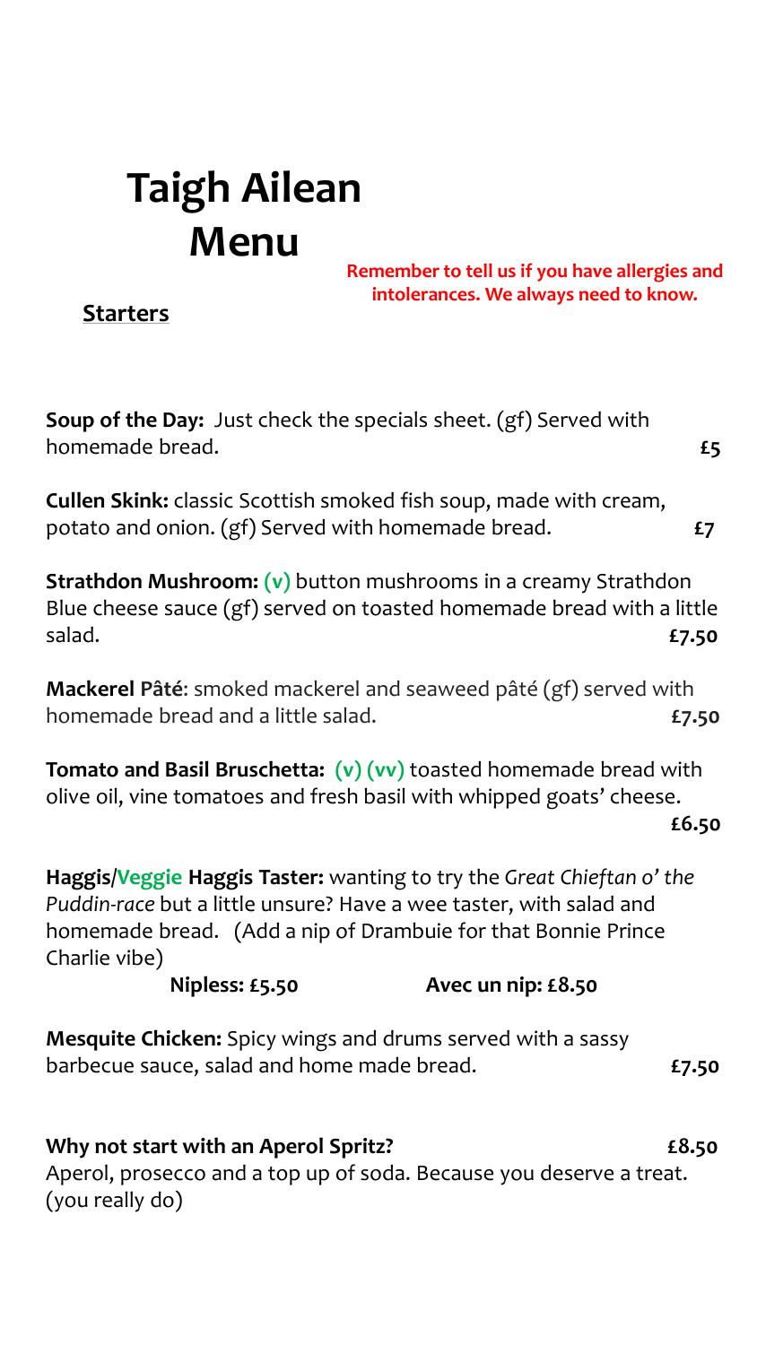# Taigh Ailean Menu

**Remember to tell us if you have allergies and intolerances. We always need to know.**

## Starters

**Soup of the Day:** Just check the specials sheet. (gf) Served with homemade bread. **£5**

**Cullen Skink:** classic Scottish smoked fish soup, made with cream, potato and onion. (gf) Served with homemade bread. **£7**

**Strathdon Mushroom:** (v) button mushrooms in a creamy Strathdon Blue cheese sauce (gf) served on toasted homemade bread with a little salad. **£7.50**

**Mackerel Pâté**: smoked mackerel and seaweed pâté (gf) served with homemade bread and a little salad. **£7.50**

**Tomato and Basil Bruschetta:** (v) (vv) toasted homemade bread with olive oil, vine tomatoes and fresh basil with whipped goats' cheese. **£6.50**

**Haggis/Veggie Haggis Taster:** wanting to try the *Great Chieftan o' the Puddin-race* but a little unsure? Have a wee taster, with salad and homemade bread. (Add a nip of Drambuie for that Bonnie Prince Charlie vibe)

**Nipless: £5.50** **Avec un nip: £8.50**

**Mesquite Chicken:** Spicy wings and drums served with a sassy barbecue sauce, salad and home made bread. **£7.50**

**Why not start with an Aperol Spritz?** **£8.50**
Aperol, prosecco and a top up of soda. Because you deserve a treat. (you really do)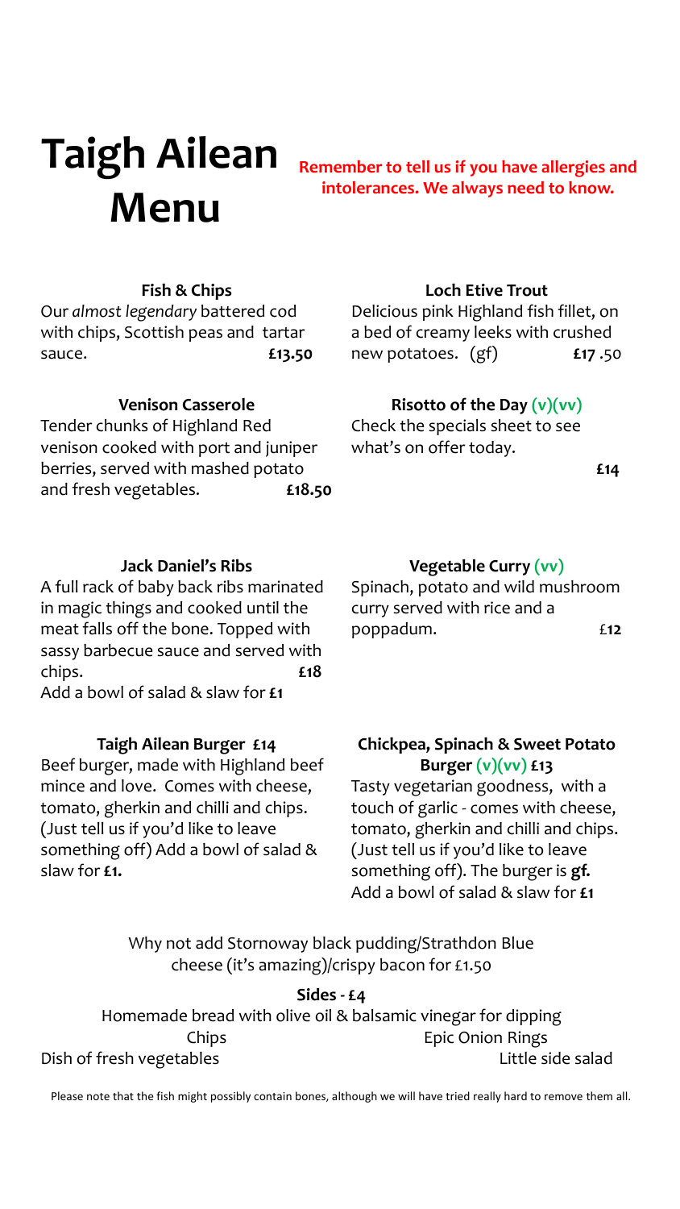# Taigh Ailean Menu

**Remember to tell us if you have allergies and intolerances. We always need to know.**

**Fish & Chips**

Our *almost legendary* battered cod with chips, Scottish peas and tartar sauce. **£13.50**

**Venison Casserole**

Tender chunks of Highland Red venison cooked with port and juniper berries, served with mashed potato and fresh vegetables. **£18.50**

**Jack Daniel's Ribs**

A full rack of baby back ribs marinated in magic things and cooked until the meat falls off the bone. Topped with sassy barbecue sauce and served with chips. **£18**

Add a bowl of salad & slaw for **£1**

**Taigh Ailean Burger £14**

Beef burger, made with Highland beef mince and love. Comes with cheese, tomato, gherkin and chilli and chips. (Just tell us if you'd like to leave something off) Add a bowl of salad & slaw for **£1.**

**Loch Etive Trout**

Delicious pink Highland fish fillet, on a bed of creamy leeks with crushed new potatoes. (gf) **£17**.50

**Risotto of the Day (v)(vv)**

Check the specials sheet to see what's on offer today. **£14**

**Vegetable Curry (vv)**

Spinach, potato and wild mushroom curry served with rice and a poppadum. £**12**

**Chickpea, Spinach & Sweet Potato Burger (v)(vv) £13**

Tasty vegetarian goodness, with a touch of garlic - comes with cheese, tomato, gherkin and chilli and chips. (Just tell us if you'd like to leave something off). The burger is **gf.** Add a bowl of salad & slaw for **£1**

Why not add Stornoway black pudding/Strathdon Blue cheese (it's amazing)/crispy bacon for £1.50

**Sides - £4**

Homemade bread with olive oil & balsamic vinegar for dipping

Chips

Epic Onion Rings

Dish of fresh vegetables

Little side salad

Please note that the fish might possibly contain bones, although we will have tried really hard to remove them all.